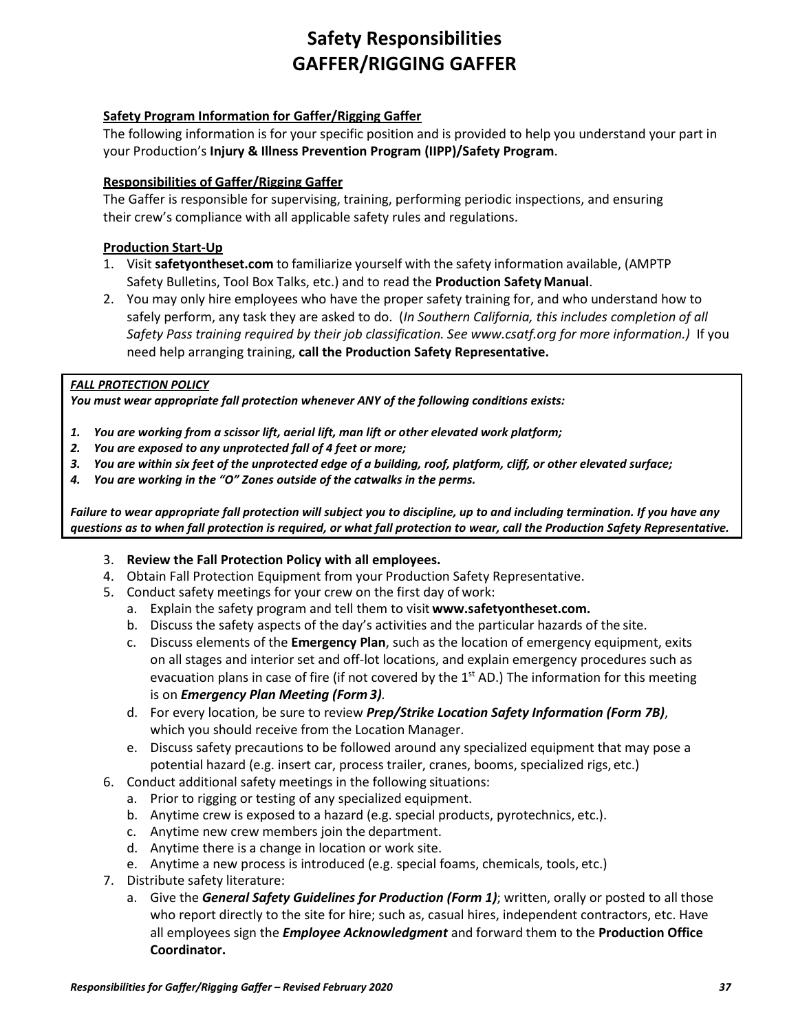# Safety Responsibilities
# GAFFER/RIGGING GAFFER

**Safety Program Information for Gaffer/Rigging Gaffer**

The following information is for your specific position and is provided to help you understand your part in your Production's **Injury & Illness Prevention Program (IIPP)/Safety Program**.

**Responsibilities of Gaffer/Rigging Gaffer**

The Gaffer is responsible for supervising, training, performing periodic inspections, and ensuring their crew's compliance with all applicable safety rules and regulations.

**Production Start-Up**

1. Visit **safetyontheset.com** to familiarize yourself with the safety information available, (AMPTP Safety Bulletins, Tool Box Talks, etc.) and to read the **Production Safety Manual**.
2. You may only hire employees who have the proper safety training for, and who understand how to safely perform, any task they are asked to do. (*In Southern California, this includes completion of all Safety Pass training required by their job classification. See www.csatf.org for more information.)* If you need help arranging training, **call the Production Safety Representative.**

***FALL PROTECTION POLICY***

***You must wear appropriate fall protection whenever ANY of the following conditions exists:***

1. ***You are working from a scissor lift, aerial lift, man lift or other elevated work platform;***
2. ***You are exposed to any unprotected fall of 4 feet or more;***
3. ***You are within six feet of the unprotected edge of a building, roof, platform, cliff, or other elevated surface;***
4. ***You are working in the "O" Zones outside of the catwalks in the perms.***

***Failure to wear appropriate fall protection will subject you to discipline, up to and including termination. If you have any questions as to when fall protection is required, or what fall protection to wear, call the Production Safety Representative.***

3. **Review the Fall Protection Policy with all employees.**
4. Obtain Fall Protection Equipment from your Production Safety Representative.
5. Conduct safety meetings for your crew on the first day of work:
   a. Explain the safety program and tell them to visit **www.safetyontheset.com.**
   b. Discuss the safety aspects of the day's activities and the particular hazards of the site.
   c. Discuss elements of the **Emergency Plan**, such as the location of emergency equipment, exits on all stages and interior set and off-lot locations, and explain emergency procedures such as evacuation plans in case of fire (if not covered by the 1st AD.) The information for this meeting is on ***Emergency Plan Meeting (Form 3)***.
   d. For every location, be sure to review ***Prep/Strike Location Safety Information (Form 7B)***, which you should receive from the Location Manager.
   e. Discuss safety precautions to be followed around any specialized equipment that may pose a potential hazard (e.g. insert car, process trailer, cranes, booms, specialized rigs, etc.)
6. Conduct additional safety meetings in the following situations:
   a. Prior to rigging or testing of any specialized equipment.
   b. Anytime crew is exposed to a hazard (e.g. special products, pyrotechnics, etc.).
   c. Anytime new crew members join the department.
   d. Anytime there is a change in location or work site.
   e. Anytime a new process is introduced (e.g. special foams, chemicals, tools, etc.)
7. Distribute safety literature:
   a. Give the ***General Safety Guidelines for Production (Form 1)***; written, orally or posted to all those who report directly to the site for hire; such as, casual hires, independent contractors, etc. Have all employees sign the ***Employee Acknowledgment*** and forward them to the **Production Office Coordinator.**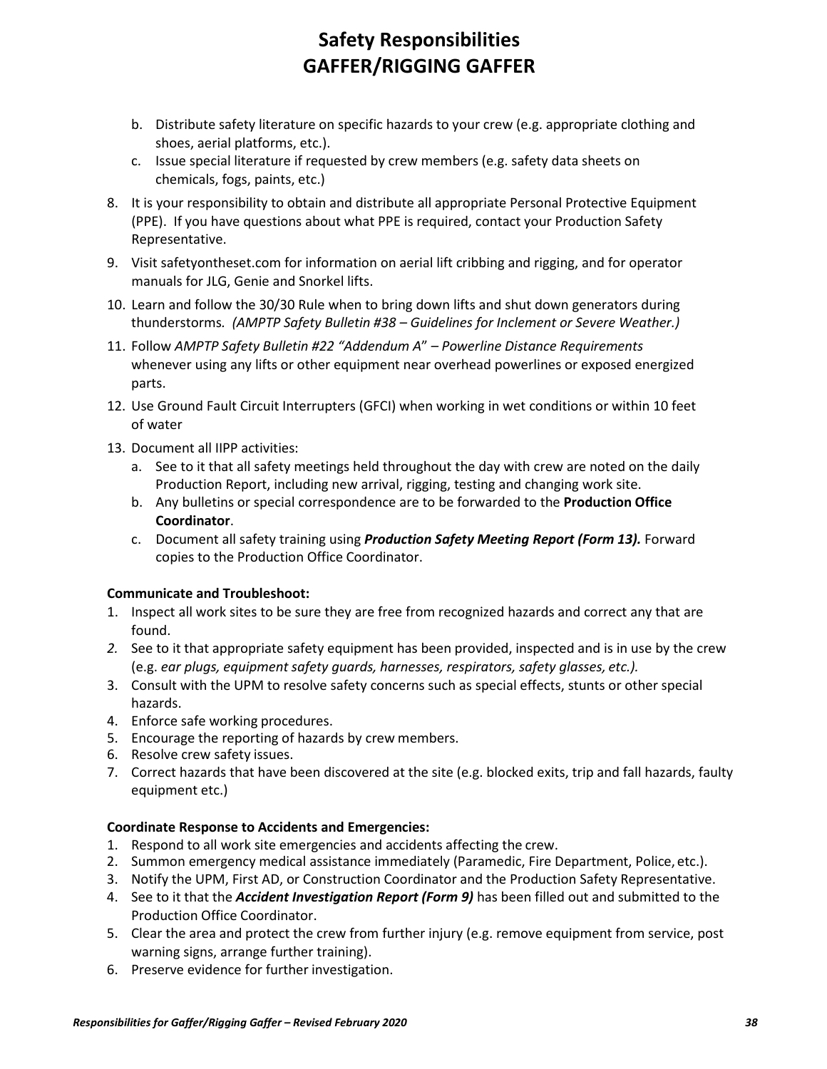# Safety Responsibilities
# GAFFER/RIGGING GAFFER

   b. Distribute safety literature on specific hazards to your crew (e.g. appropriate clothing and shoes, aerial platforms, etc.).
   c. Issue special literature if requested by crew members (e.g. safety data sheets on chemicals, fogs, paints, etc.)

8. It is your responsibility to obtain and distribute all appropriate Personal Protective Equipment (PPE). If you have questions about what PPE is required, contact your Production Safety Representative.
9. Visit safetyontheset.com for information on aerial lift cribbing and rigging, and for operator manuals for JLG, Genie and Snorkel lifts.
10. Learn and follow the 30/30 Rule when to bring down lifts and shut down generators during thunderstorms. *(AMPTP Safety Bulletin #38 – Guidelines for Inclement or Severe Weather.)*
11. Follow *AMPTP Safety Bulletin #22 "Addendum A" – Powerline Distance Requirements* whenever using any lifts or other equipment near overhead powerlines or exposed energized parts.
12. Use Ground Fault Circuit Interrupters (GFCI) when working in wet conditions or within 10 feet of water
13. Document all IIPP activities:
    a. See to it that all safety meetings held throughout the day with crew are noted on the daily Production Report, including new arrival, rigging, testing and changing work site.
    b. Any bulletins or special correspondence are to be forwarded to the **Production Office Coordinator**.
    c. Document all safety training using ***Production Safety Meeting Report (Form 13).*** Forward copies to the Production Office Coordinator.

**Communicate and Troubleshoot:**

1. Inspect all work sites to be sure they are free from recognized hazards and correct any that are found.
2. See to it that appropriate safety equipment has been provided, inspected and is in use by the crew (e.g. *ear plugs, equipment safety guards, harnesses, respirators, safety glasses, etc.).*
3. Consult with the UPM to resolve safety concerns such as special effects, stunts or other special hazards.
4. Enforce safe working procedures.
5. Encourage the reporting of hazards by crew members.
6. Resolve crew safety issues.
7. Correct hazards that have been discovered at the site (e.g. blocked exits, trip and fall hazards, faulty equipment etc.)

**Coordinate Response to Accidents and Emergencies:**

1. Respond to all work site emergencies and accidents affecting the crew.
2. Summon emergency medical assistance immediately (Paramedic, Fire Department, Police, etc.).
3. Notify the UPM, First AD, or Construction Coordinator and the Production Safety Representative.
4. See to it that the ***Accident Investigation Report (Form 9)*** has been filled out and submitted to the Production Office Coordinator.
5. Clear the area and protect the crew from further injury (e.g. remove equipment from service, post warning signs, arrange further training).
6. Preserve evidence for further investigation.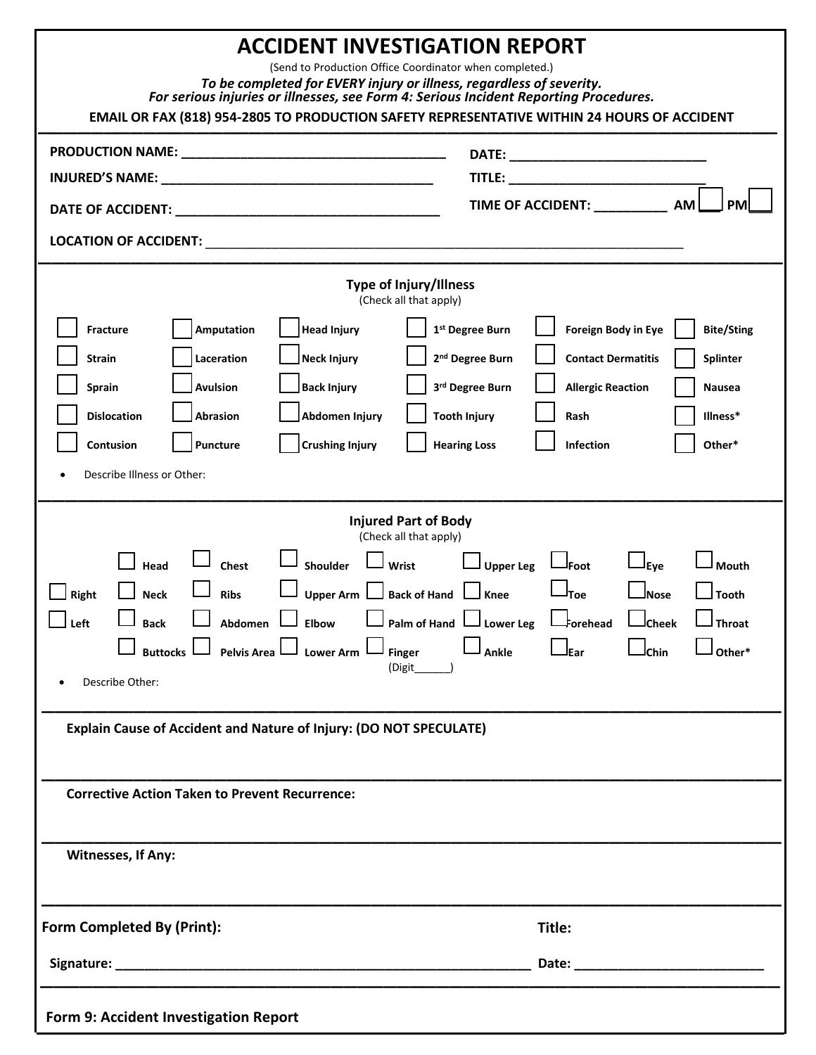# ACCIDENT INVESTIGATION REPORT

(Send to Production Office Coordinator when completed.)

***To be completed for EVERY injury or illness, regardless of severity.***
***For serious injuries or illnesses, see Form 4: Serious Incident Reporting Procedures.***

**EMAIL OR FAX (818) 954-2805 TO PRODUCTION SAFETY REPRESENTATIVE WITHIN 24 HOURS OF ACCIDENT**

---

**PRODUCTION NAME:** ____________________________________ **DATE:** __________________________

**INJURED'S NAME:** ____________________________________ **TITLE:** __________________________

**DATE OF ACCIDENT:** ____________________________________ **TIME OF ACCIDENT:** _________ **AM** ☐ **PM** ☐

**LOCATION OF ACCIDENT:** ____________________________________________________________________

---

### Type of Injury/Illness

(Check all that apply)

| | | | | | |
|---|---|---|---|---|---|
| ☐ **Fracture** | ☐ **Amputation** | ☐ **Head Injury** | ☐ **1st Degree Burn** | ☐ **Foreign Body in Eye** | ☐ **Bite/Sting** |
| ☐ **Strain** | ☐ **Laceration** | ☐ **Neck Injury** | ☐ **2nd Degree Burn** | ☐ **Contact Dermatitis** | ☐ **Splinter** |
| ☐ **Sprain** | ☐ **Avulsion** | ☐ **Back Injury** | ☐ **3rd Degree Burn** | ☐ **Allergic Reaction** | ☐ **Nausea** |
| ☐ **Dislocation** | ☐ **Abrasion** | ☐ **Abdomen Injury** | ☐ **Tooth Injury** | ☐ **Rash** | ☐ **Illness*** |
| ☐ **Contusion** | ☐ **Puncture** | ☐ **Crushing Injury** | ☐ **Hearing Loss** | ☐ **Infection** | ☐ **Other*** |

- Describe Illness or Other:

---

### Injured Part of Body

(Check all that apply)

| | | | | | | | | |
|---|---|---|---|---|---|---|---|---|
| | ☐ **Head** | ☐ **Chest** | ☐ **Shoulder** | ☐ **Wrist** | ☐ **Upper Leg** | ☐ **Foot** | ☐ **Eye** | ☐ **Mouth** |
| ☐ **Right** | ☐ **Neck** | ☐ **Ribs** | ☐ **Upper Arm** | ☐ **Back of Hand** | ☐ **Knee** | ☐ **Toe** | ☐ **Nose** | ☐ **Tooth** |
| ☐ **Left** | ☐ **Back** | ☐ **Abdomen** | ☐ **Elbow** | ☐ **Palm of Hand** | ☐ **Lower Leg** | ☐ **Forehead** | ☐ **Cheek** | ☐ **Throat** |
| | ☐ **Buttocks** | ☐ **Pelvis Area** | ☐ **Lower Arm** | ☐ **Finger** (Digit______) | ☐ **Ankle** | ☐ **Ear** | ☐ **Chin** | ☐ **Other*** |

- Describe Other:

---

**Explain Cause of Accident and Nature of Injury: (DO NOT SPECULATE)**

---

**Corrective Action Taken to Prevent Recurrence:**

---

**Witnesses, If Any:**

---

**Form Completed By (Print):** **Title:**

**Signature:** ______________________________________________________ **Date:** _________________________

---

**Form 9: Accident Investigation Report**